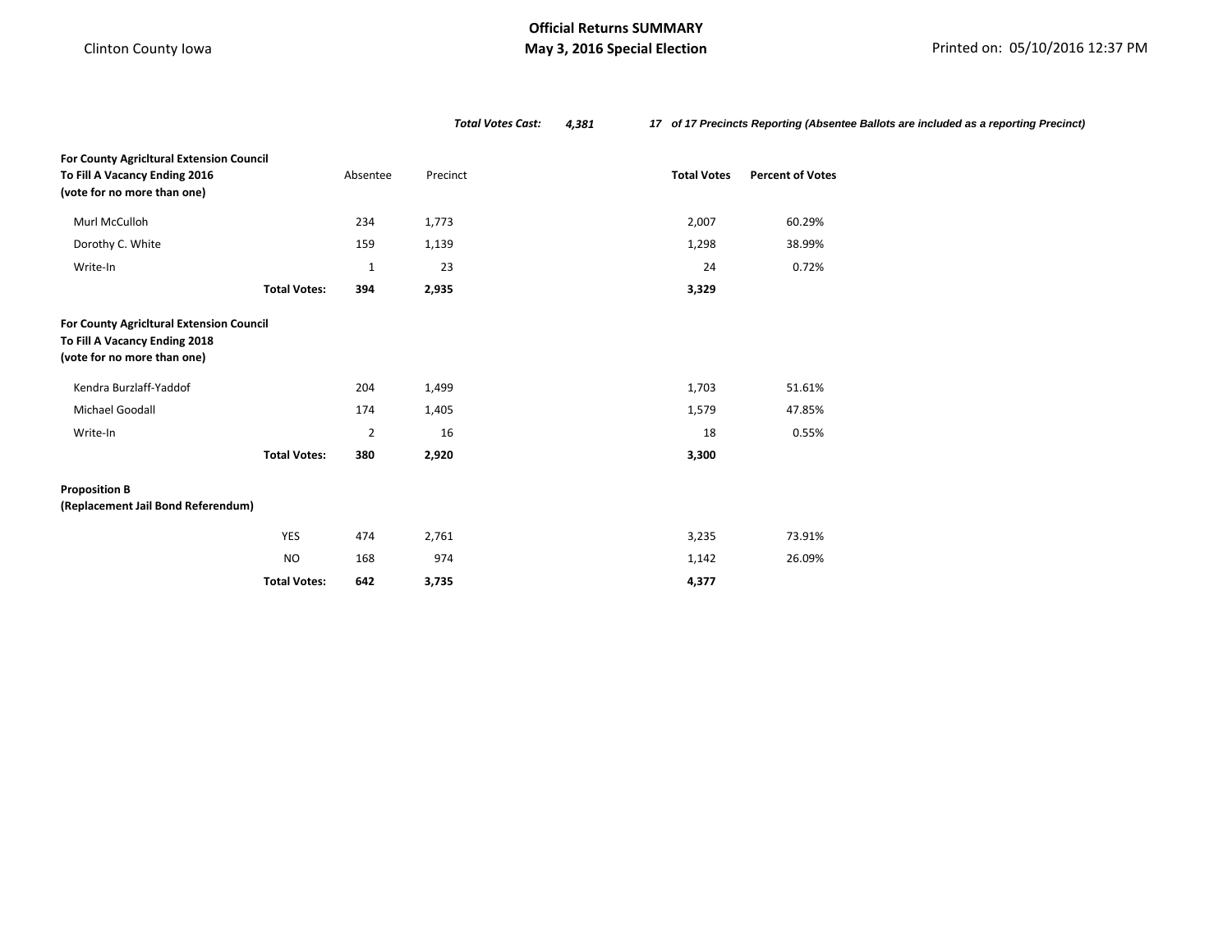Clinton County Iowa

# Official Returns SUMMARY
## May 3, 2016 Special Election

Printed on: 05/10/2016 12:37 PM

***Total Votes Cast:*** ***4,381*** ***17 of 17 Precincts Reporting (Absentee Ballots are included as a reporting Precinct)***

| **For County Agricltural Extension Council To Fill A Vacancy Ending 2016 (vote for no more than one)** | Absentee | Precinct | **Total Votes** | **Percent of Votes** |
|---|---|---|---|---|
| Murl McCulloh | 234 | 1,773 | 2,007 | 60.29% |
| Dorothy C. White | 159 | 1,139 | 1,298 | 38.99% |
| Write-In | 1 | 23 | 24 | 0.72% |
| **Total Votes:** | **394** | **2,935** | **3,329** | |

| **For County Agricltural Extension Council To Fill A Vacancy Ending 2018 (vote for no more than one)** | Absentee | Precinct | **Total Votes** | **Percent of Votes** |
|---|---|---|---|---|
| Kendra Burzlaff-Yaddof | 204 | 1,499 | 1,703 | 51.61% |
| Michael Goodall | 174 | 1,405 | 1,579 | 47.85% |
| Write-In | 2 | 16 | 18 | 0.55% |
| **Total Votes:** | **380** | **2,920** | **3,300** | |

| **Proposition B (Replacement Jail Bond Referendum)** | Absentee | Precinct | **Total Votes** | **Percent of Votes** |
|---|---|---|---|---|
| YES | 474 | 2,761 | 3,235 | 73.91% |
| NO | 168 | 974 | 1,142 | 26.09% |
| **Total Votes:** | **642** | **3,735** | **4,377** | |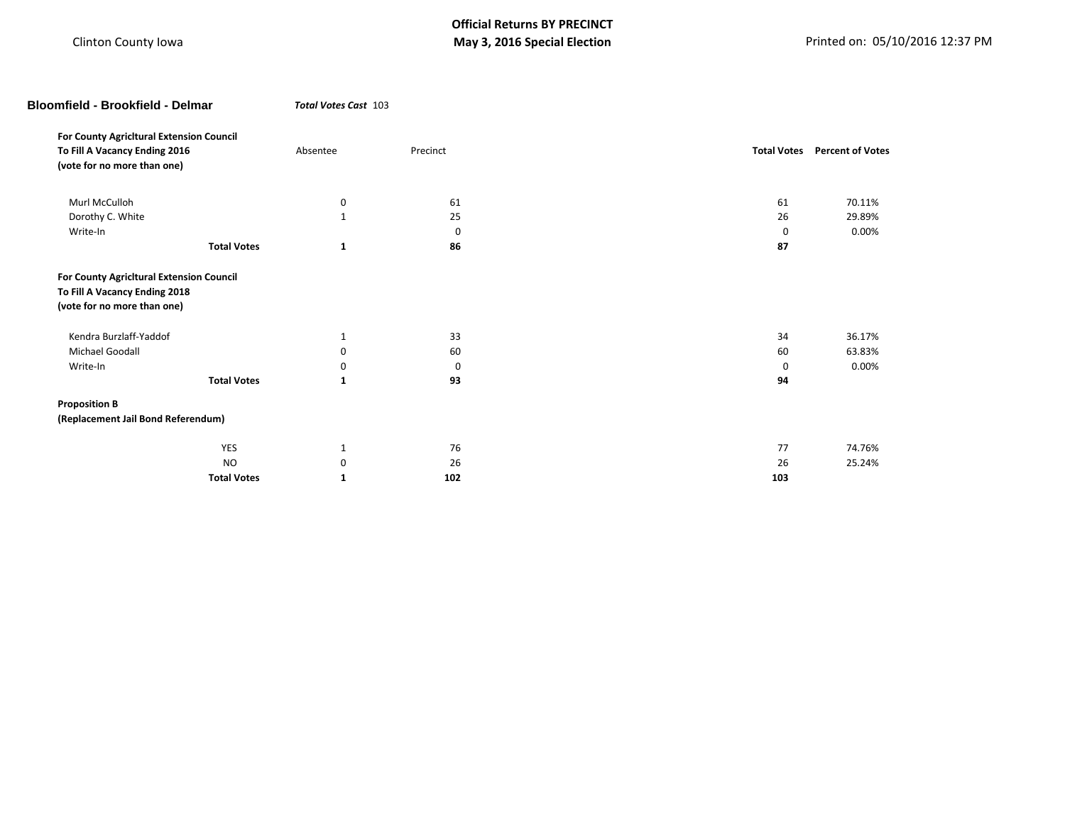Clinton County Iowa

**Official Returns BY PRECINCT**
**May 3, 2016 Special Election**

Printed on: 05/10/2016 12:37 PM

## Bloomfield - Brookfield - Delmar

***Total Votes Cast*** 103

| For County Agricltural Extension Council To Fill A Vacancy Ending 2016 (vote for no more than one) | Absentee | Precinct | Total Votes | Percent of Votes |
|---|---|---|---|---|
| Murl McCulloh | 0 | 61 | 61 | 70.11% |
| Dorothy C. White | 1 | 25 | 26 | 29.89% |
| Write-In | | 0 | 0 | 0.00% |
| **Total Votes** | **1** | **86** | **87** | |

| For County Agricltural Extension Council To Fill A Vacancy Ending 2018 (vote for no more than one) | Absentee | Precinct | Total Votes | Percent of Votes |
|---|---|---|---|---|
| Kendra Burzlaff-Yaddof | 1 | 33 | 34 | 36.17% |
| Michael Goodall | 0 | 60 | 60 | 63.83% |
| Write-In | 0 | 0 | 0 | 0.00% |
| **Total Votes** | **1** | **93** | **94** | |

| Proposition B (Replacement Jail Bond Referendum) | Absentee | Precinct | Total Votes | Percent of Votes |
|---|---|---|---|---|
| YES | 1 | 76 | 77 | 74.76% |
| NO | 0 | 26 | 26 | 25.24% |
| **Total Votes** | **1** | **102** | **103** | |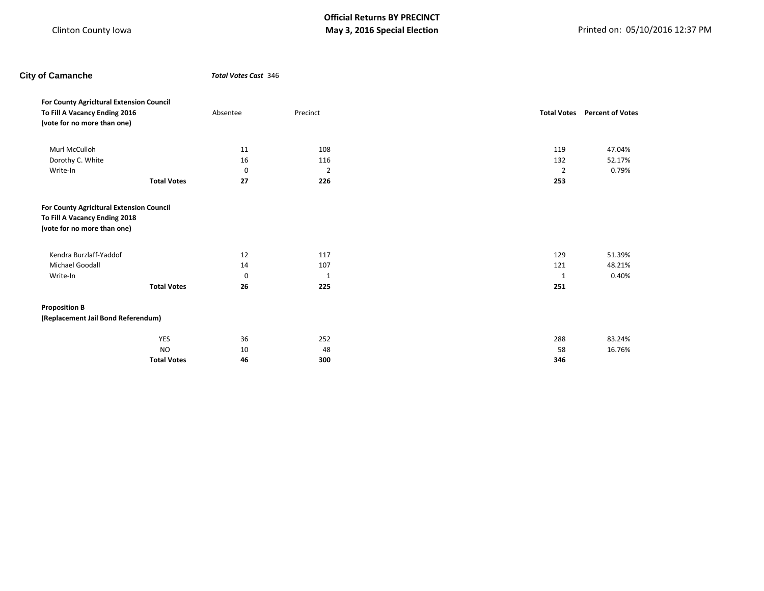Clinton County Iowa

**Official Returns BY PRECINCT**
**May 3, 2016 Special Election**

Printed on: 05/10/2016 12:37 PM

## City of Camanche

***Total Votes Cast*** 346

**For County Agricltural Extension Council**
**To Fill A Vacancy Ending 2016**
**(vote for no more than one)**

| | Absentee | Precinct | Total Votes | Percent of Votes |
|---|---|---|---|---|
| Murl McCulloh | 11 | 108 | 119 | 47.04% |
| Dorothy C. White | 16 | 116 | 132 | 52.17% |
| Write-In | 0 | 2 | 2 | 0.79% |
| **Total Votes** | **27** | **226** | **253** | |

**For County Agricltural Extension Council**
**To Fill A Vacancy Ending 2018**
**(vote for no more than one)**

| | Absentee | Precinct | Total Votes | Percent of Votes |
|---|---|---|---|---|
| Kendra Burzlaff-Yaddof | 12 | 117 | 129 | 51.39% |
| Michael Goodall | 14 | 107 | 121 | 48.21% |
| Write-In | 0 | 1 | 1 | 0.40% |
| **Total Votes** | **26** | **225** | **251** | |

**Proposition B**
**(Replacement Jail Bond Referendum)**

| | Absentee | Precinct | Total Votes | Percent of Votes |
|---|---|---|---|---|
| YES | 36 | 252 | 288 | 83.24% |
| NO | 10 | 48 | 58 | 16.76% |
| **Total Votes** | **46** | **300** | **346** | |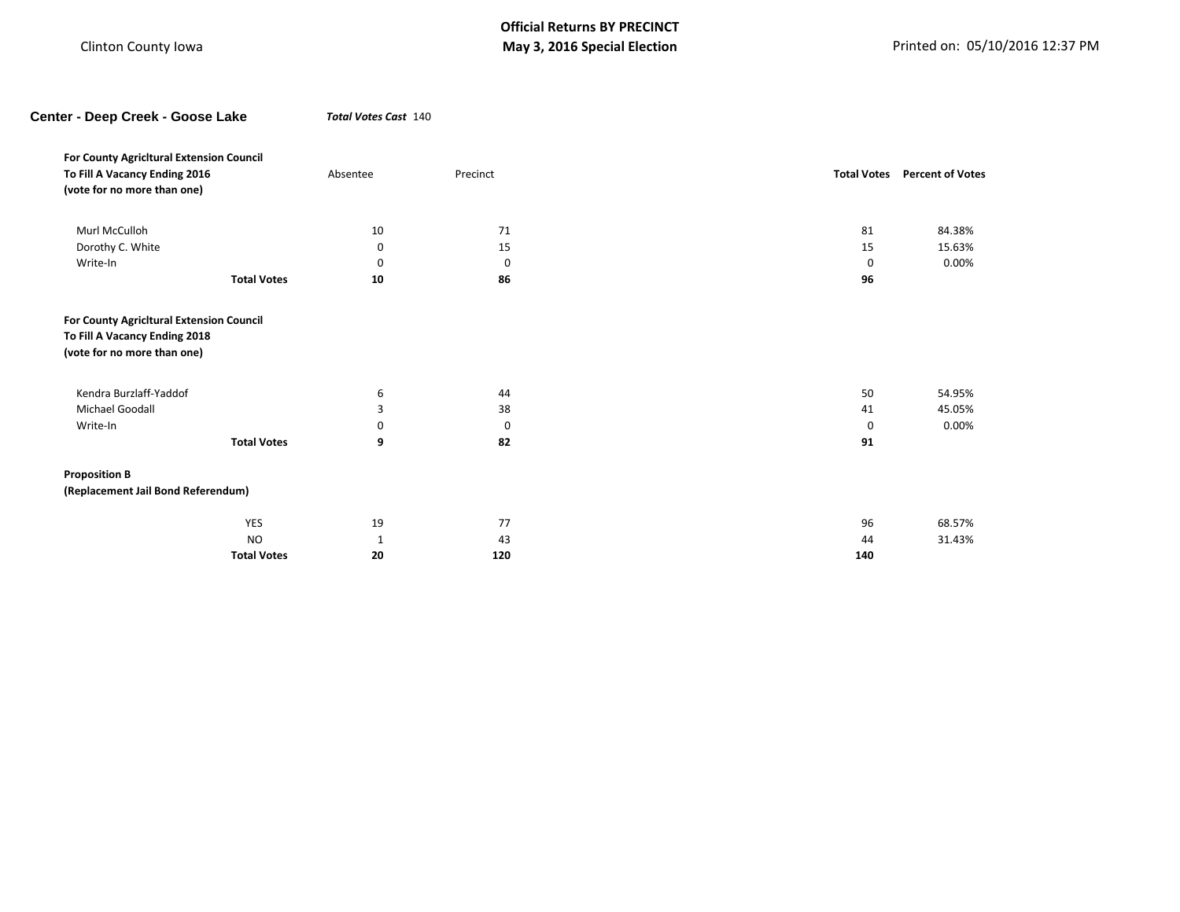Clinton County Iowa

**Official Returns BY PRECINCT**
**May 3, 2016 Special Election**

Printed on: 05/10/2016 12:37 PM

## Center - Deep Creek - Goose Lake

***Total Votes Cast*** 140

**For County Agricltural Extension Council**
**To Fill A Vacancy Ending 2016**
**(vote for no more than one)**

| | Absentee | Precinct | Total Votes | Percent of Votes |
|---|---|---|---|---|
| Murl McCulloh | 10 | 71 | 81 | 84.38% |
| Dorothy C. White | 0 | 15 | 15 | 15.63% |
| Write-In | 0 | 0 | 0 | 0.00% |
| **Total Votes** | **10** | **86** | **96** | |

**For County Agricltural Extension Council**
**To Fill A Vacancy Ending 2018**
**(vote for no more than one)**

| | Absentee | Precinct | Total Votes | Percent of Votes |
|---|---|---|---|---|
| Kendra Burzlaff-Yaddof | 6 | 44 | 50 | 54.95% |
| Michael Goodall | 3 | 38 | 41 | 45.05% |
| Write-In | 0 | 0 | 0 | 0.00% |
| **Total Votes** | **9** | **82** | **91** | |

**Proposition B**
**(Replacement Jail Bond Referendum)**

| | Absentee | Precinct | Total Votes | Percent of Votes |
|---|---|---|---|---|
| YES | 19 | 77 | 96 | 68.57% |
| NO | 1 | 43 | 44 | 31.43% |
| **Total Votes** | **20** | **120** | **140** | |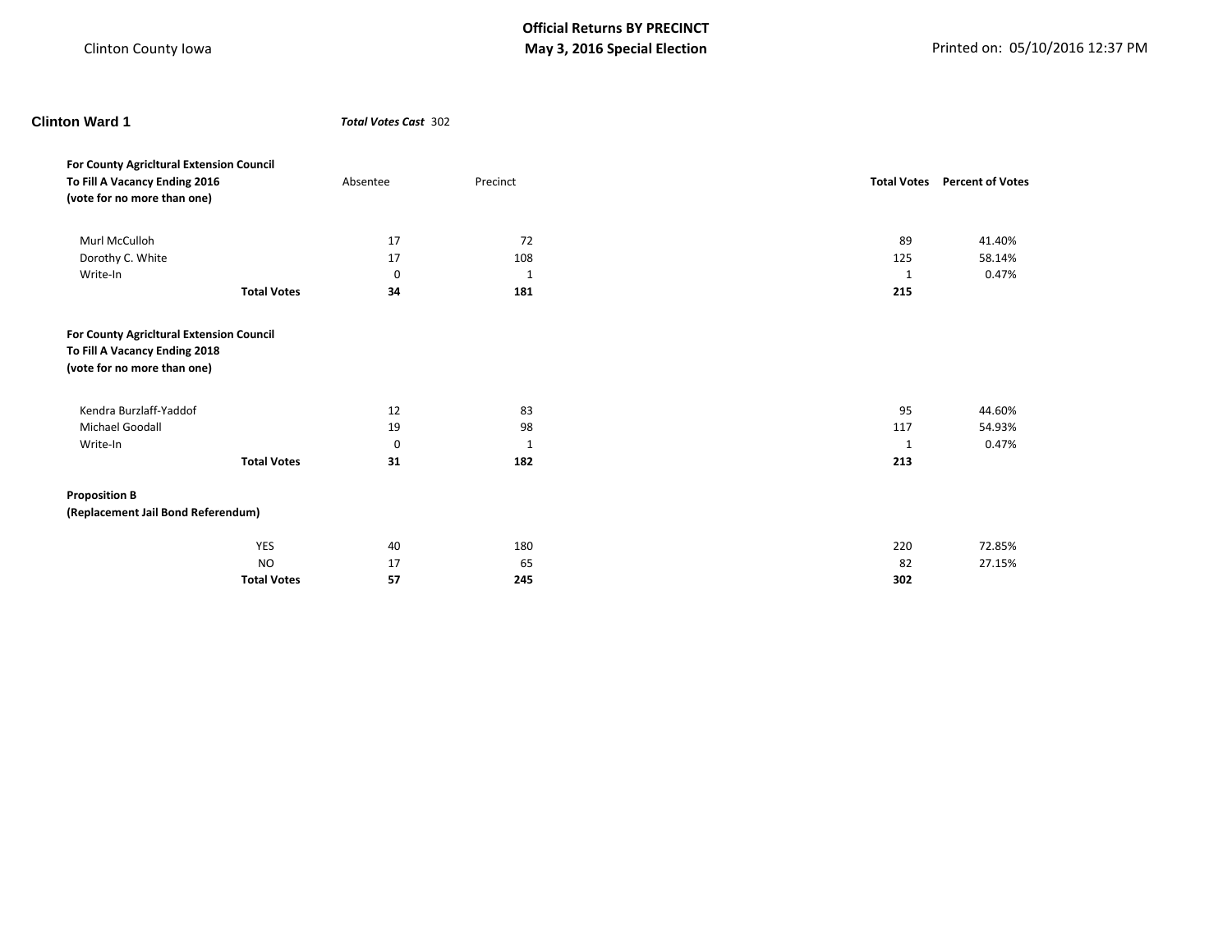Clinton County Iowa

**Official Returns BY PRECINCT**
**May 3, 2016 Special Election**

Printed on: 05/10/2016 12:37 PM

## Clinton Ward 1

***Total Votes Cast*** 302

**For County Agricltural Extension Council**
**To Fill A Vacancy Ending 2016**
**(vote for no more than one)**

| | Absentee | Precinct | Total Votes | Percent of Votes |
|---|---|---|---|---|
| Murl McCulloh | 17 | 72 | 89 | 41.40% |
| Dorothy C. White | 17 | 108 | 125 | 58.14% |
| Write-In | 0 | 1 | 1 | 0.47% |
| **Total Votes** | **34** | **181** | **215** | |

**For County Agricltural Extension Council**
**To Fill A Vacancy Ending 2018**
**(vote for no more than one)**

| | Absentee | Precinct | Total Votes | Percent of Votes |
|---|---|---|---|---|
| Kendra Burzlaff-Yaddof | 12 | 83 | 95 | 44.60% |
| Michael Goodall | 19 | 98 | 117 | 54.93% |
| Write-In | 0 | 1 | 1 | 0.47% |
| **Total Votes** | **31** | **182** | **213** | |

**Proposition B**
**(Replacement Jail Bond Referendum)**

| | Absentee | Precinct | Total Votes | Percent of Votes |
|---|---|---|---|---|
| YES | 40 | 180 | 220 | 72.85% |
| NO | 17 | 65 | 82 | 27.15% |
| **Total Votes** | **57** | **245** | **302** | |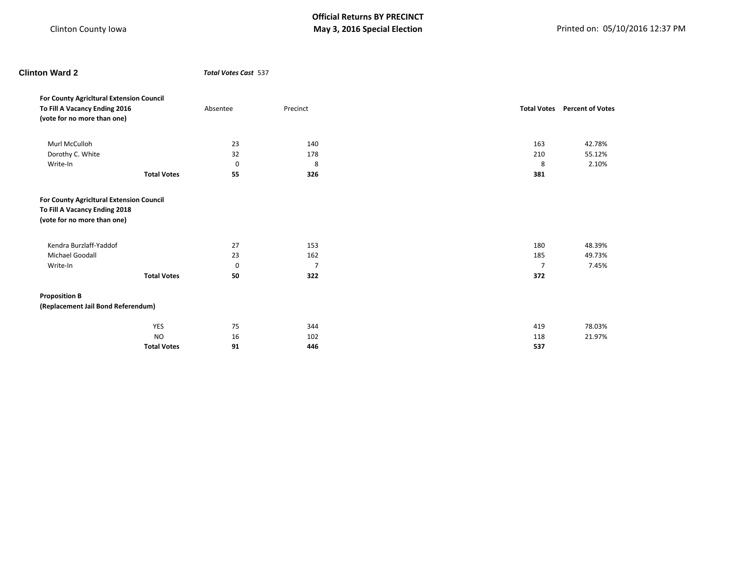## Clinton Ward 2

***Total Votes Cast*** 537

**For County Agricltural Extension Council**
**To Fill A Vacancy Ending 2016**
**(vote for no more than one)**

| | Absentee | Precinct | Total Votes | Percent of Votes |
|---|---|---|---|---|
| Murl McCulloh | 23 | 140 | 163 | 42.78% |
| Dorothy C. White | 32 | 178 | 210 | 55.12% |
| Write-In | 0 | 8 | 8 | 2.10% |
| **Total Votes** | **55** | **326** | **381** | |

**For County Agricltural Extension Council**
**To Fill A Vacancy Ending 2018**
**(vote for no more than one)**

| | Absentee | Precinct | Total Votes | Percent of Votes |
|---|---|---|---|---|
| Kendra Burzlaff-Yaddof | 27 | 153 | 180 | 48.39% |
| Michael Goodall | 23 | 162 | 185 | 49.73% |
| Write-In | 0 | 7 | 7 | 7.45% |
| **Total Votes** | **50** | **322** | **372** | |

**Proposition B**
**(Replacement Jail Bond Referendum)**

| | Absentee | Precinct | Total Votes | Percent of Votes |
|---|---|---|---|---|
| YES | 75 | 344 | 419 | 78.03% |
| NO | 16 | 102 | 118 | 21.97% |
| **Total Votes** | **91** | **446** | **537** | |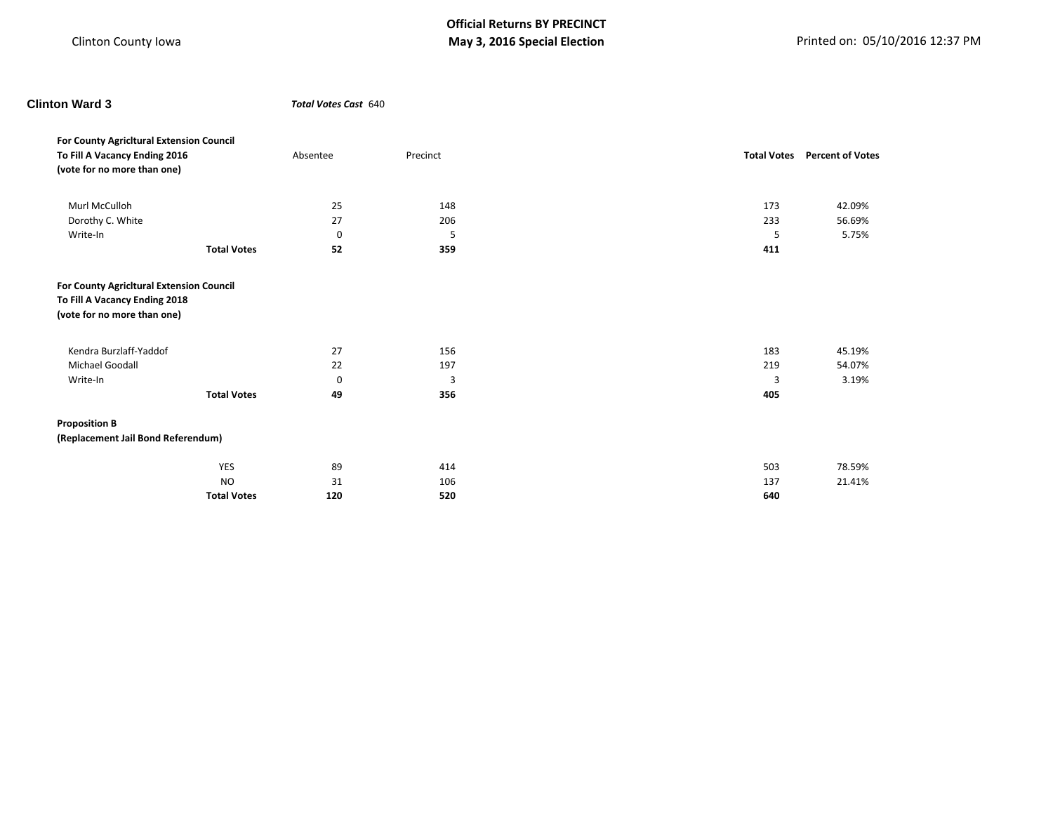Clinton County Iowa

**Official Returns BY PRECINCT**
**May 3, 2016 Special Election**

Printed on: 05/10/2016 12:37 PM

## Clinton Ward 3

***Total Votes Cast*** 640

**For County Agricltural Extension Council**
**To Fill A Vacancy Ending 2016**
**(vote for no more than one)**

| | Absentee | Precinct | Total Votes | Percent of Votes |
|---|---|---|---|---|
| Murl McCulloh | 25 | 148 | 173 | 42.09% |
| Dorothy C. White | 27 | 206 | 233 | 56.69% |
| Write-In | 0 | 5 | 5 | 5.75% |
| **Total Votes** | **52** | **359** | **411** | |

**For County Agricltural Extension Council**
**To Fill A Vacancy Ending 2018**
**(vote for no more than one)**

| | Absentee | Precinct | Total Votes | Percent of Votes |
|---|---|---|---|---|
| Kendra Burzlaff-Yaddof | 27 | 156 | 183 | 45.19% |
| Michael Goodall | 22 | 197 | 219 | 54.07% |
| Write-In | 0 | 3 | 3 | 3.19% |
| **Total Votes** | **49** | **356** | **405** | |

**Proposition B**
**(Replacement Jail Bond Referendum)**

| | Absentee | Precinct | Total Votes | Percent of Votes |
|---|---|---|---|---|
| YES | 89 | 414 | 503 | 78.59% |
| NO | 31 | 106 | 137 | 21.41% |
| **Total Votes** | **120** | **520** | **640** | |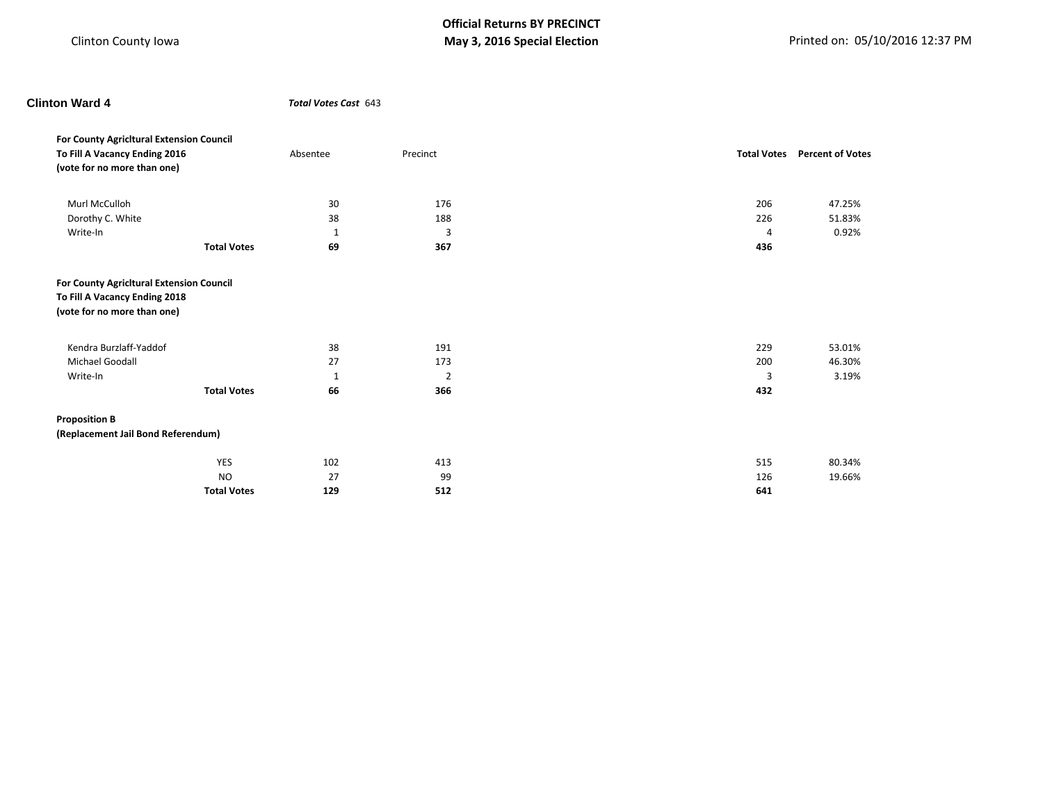## Clinton Ward 4

***Total Votes Cast*** 643

**For County Agricltural Extension Council**
**To Fill A Vacancy Ending 2016**
**(vote for no more than one)**

| | Absentee | Precinct | Total Votes | Percent of Votes |
|---|---|---|---|---|
| Murl McCulloh | 30 | 176 | 206 | 47.25% |
| Dorothy C. White | 38 | 188 | 226 | 51.83% |
| Write-In | 1 | 3 | 4 | 0.92% |
| **Total Votes** | **69** | **367** | **436** | |

**For County Agricltural Extension Council**
**To Fill A Vacancy Ending 2018**
**(vote for no more than one)**

| | Absentee | Precinct | Total Votes | Percent of Votes |
|---|---|---|---|---|
| Kendra Burzlaff-Yaddof | 38 | 191 | 229 | 53.01% |
| Michael Goodall | 27 | 173 | 200 | 46.30% |
| Write-In | 1 | 2 | 3 | 3.19% |
| **Total Votes** | **66** | **366** | **432** | |

**Proposition B**
**(Replacement Jail Bond Referendum)**

| | Absentee | Precinct | Total Votes | Percent of Votes |
|---|---|---|---|---|
| YES | 102 | 413 | 515 | 80.34% |
| NO | 27 | 99 | 126 | 19.66% |
| **Total Votes** | **129** | **512** | **641** | |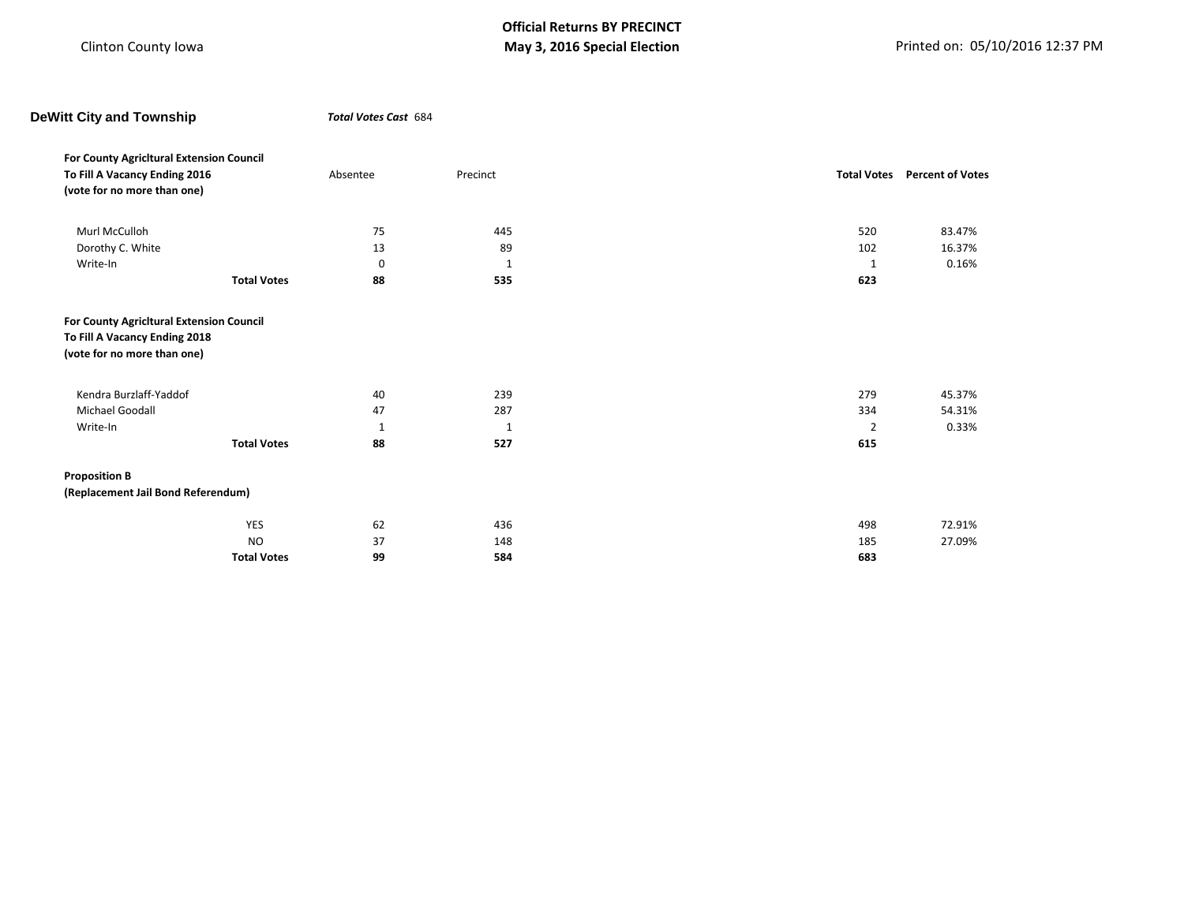Clinton County Iowa

**Official Returns BY PRECINCT**
**May 3, 2016 Special Election**

Printed on: 05/10/2016 12:37 PM

## DeWitt City and Township

***Total Votes Cast*** 684

**For County Agricltural Extension Council**
**To Fill A Vacancy Ending 2016**
**(vote for no more than one)**

| | Absentee | Precinct | Total Votes | Percent of Votes |
|---|---|---|---|---|
| Murl McCulloh | 75 | 445 | 520 | 83.47% |
| Dorothy C. White | 13 | 89 | 102 | 16.37% |
| Write-In | 0 | 1 | 1 | 0.16% |
| **Total Votes** | **88** | **535** | **623** | |

**For County Agricltural Extension Council**
**To Fill A Vacancy Ending 2018**
**(vote for no more than one)**

| | Absentee | Precinct | Total Votes | Percent of Votes |
|---|---|---|---|---|
| Kendra Burzlaff-Yaddof | 40 | 239 | 279 | 45.37% |
| Michael Goodall | 47 | 287 | 334 | 54.31% |
| Write-In | 1 | 1 | 2 | 0.33% |
| **Total Votes** | **88** | **527** | **615** | |

**Proposition B**
**(Replacement Jail Bond Referendum)**

| | Absentee | Precinct | Total Votes | Percent of Votes |
|---|---|---|---|---|
| YES | 62 | 436 | 498 | 72.91% |
| NO | 37 | 148 | 185 | 27.09% |
| **Total Votes** | **99** | **584** | **683** | |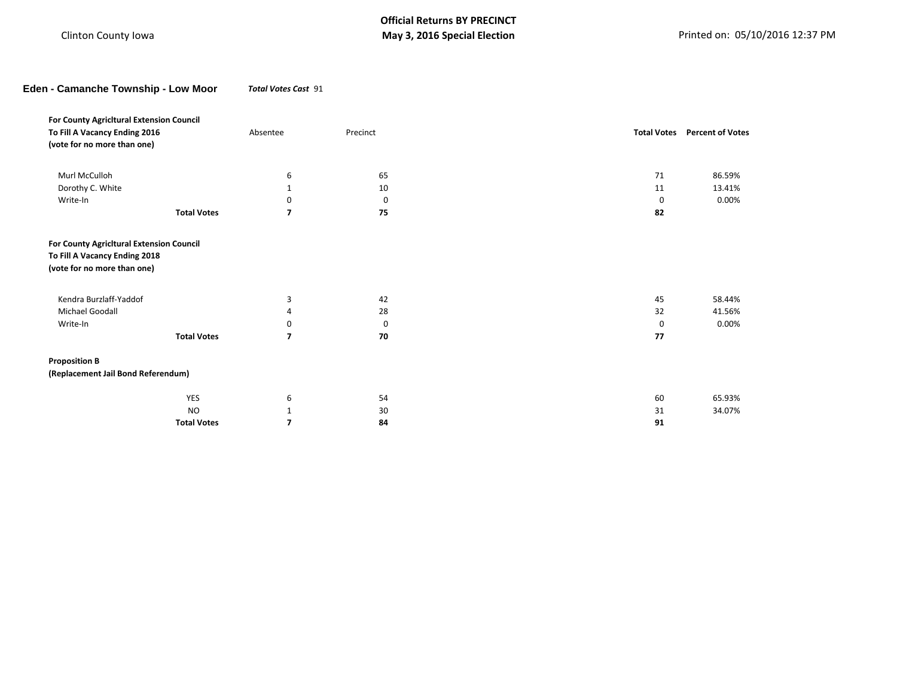**Official Returns BY PRECINCT**
**May 3, 2016 Special Election**

Clinton County Iowa

## Eden - Camanche Township - Low Moor

***Total Votes Cast*** 91

| **For County Agricltural Extension Council To Fill A Vacancy Ending 2016 (vote for no more than one)** | Absentee | Precinct | **Total Votes** | **Percent of Votes** |
|---|---|---|---|---|
| Murl McCulloh | 6 | 65 | 71 | 86.59% |
| Dorothy C. White | 1 | 10 | 11 | 13.41% |
| Write-In | 0 | 0 | 0 | 0.00% |
| **Total Votes** | **7** | **75** | **82** | |

| **For County Agricltural Extension Council To Fill A Vacancy Ending 2018 (vote for no more than one)** | Absentee | Precinct | **Total Votes** | **Percent of Votes** |
|---|---|---|---|---|
| Kendra Burzlaff-Yaddof | 3 | 42 | 45 | 58.44% |
| Michael Goodall | 4 | 28 | 32 | 41.56% |
| Write-In | 0 | 0 | 0 | 0.00% |
| **Total Votes** | **7** | **70** | **77** | |

| **Proposition B (Replacement Jail Bond Referendum)** | Absentee | Precinct | **Total Votes** | **Percent of Votes** |
|---|---|---|---|---|
| YES | 6 | 54 | 60 | 65.93% |
| NO | 1 | 30 | 31 | 34.07% |
| **Total Votes** | **7** | **84** | **91** | |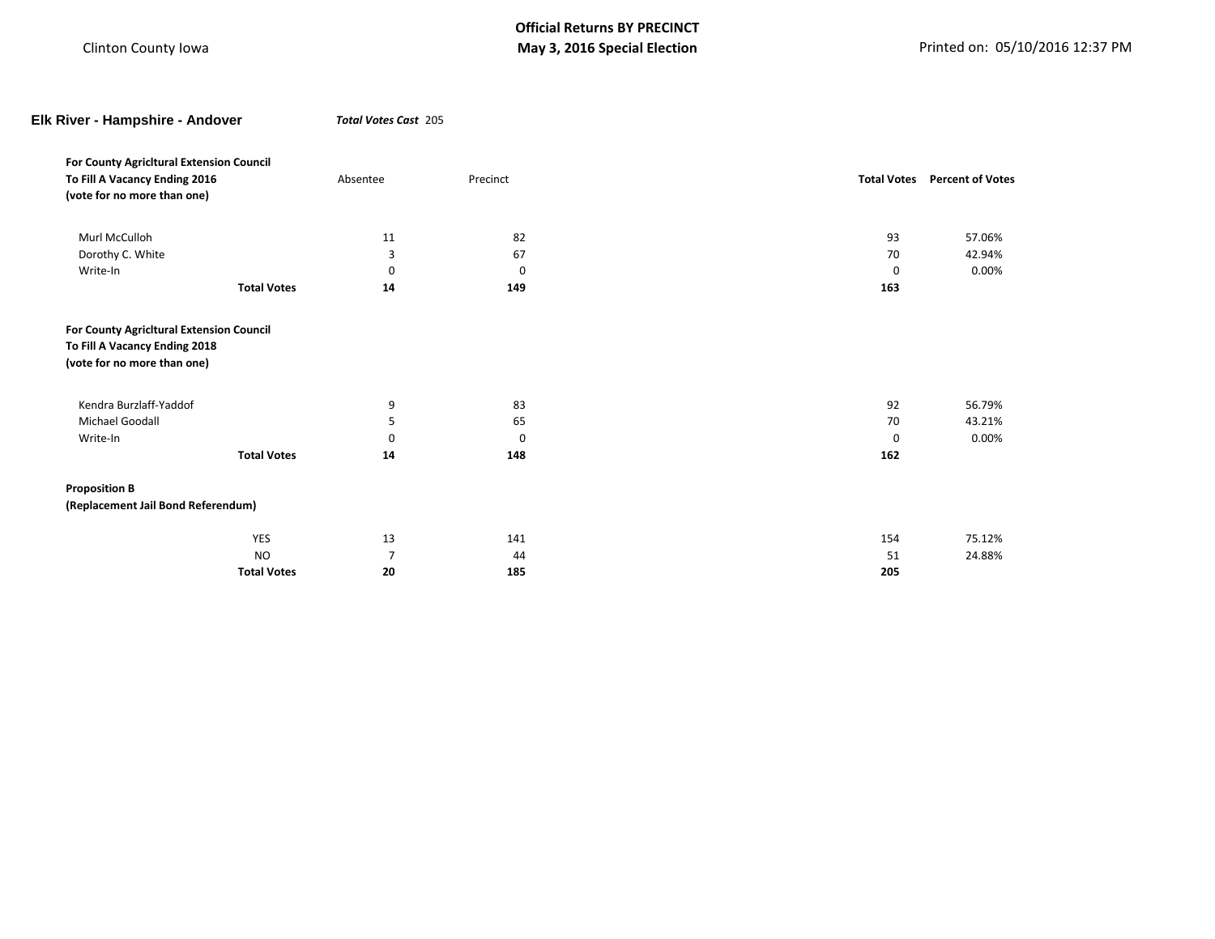Clinton County Iowa

**Official Returns BY PRECINCT**
**May 3, 2016 Special Election**

Printed on: 05/10/2016 12:37 PM

## Elk River - Hampshire - Andover

***Total Votes Cast*** 205

| For County Agricltural Extension Council To Fill A Vacancy Ending 2016 (vote for no more than one) | Absentee | Precinct | Total Votes | Percent of Votes |
|---|---|---|---|---|
| Murl McCulloh | 11 | 82 | 93 | 57.06% |
| Dorothy C. White | 3 | 67 | 70 | 42.94% |
| Write-In | 0 | 0 | 0 | 0.00% |
| **Total Votes** | **14** | **149** | **163** | |

| For County Agricltural Extension Council To Fill A Vacancy Ending 2018 (vote for no more than one) | Absentee | Precinct | Total Votes | Percent of Votes |
|---|---|---|---|---|
| Kendra Burzlaff-Yaddof | 9 | 83 | 92 | 56.79% |
| Michael Goodall | 5 | 65 | 70 | 43.21% |
| Write-In | 0 | 0 | 0 | 0.00% |
| **Total Votes** | **14** | **148** | **162** | |

| Proposition B (Replacement Jail Bond Referendum) | Absentee | Precinct | Total Votes | Percent of Votes |
|---|---|---|---|---|
| YES | 13 | 141 | 154 | 75.12% |
| NO | 7 | 44 | 51 | 24.88% |
| **Total Votes** | **20** | **185** | **205** | |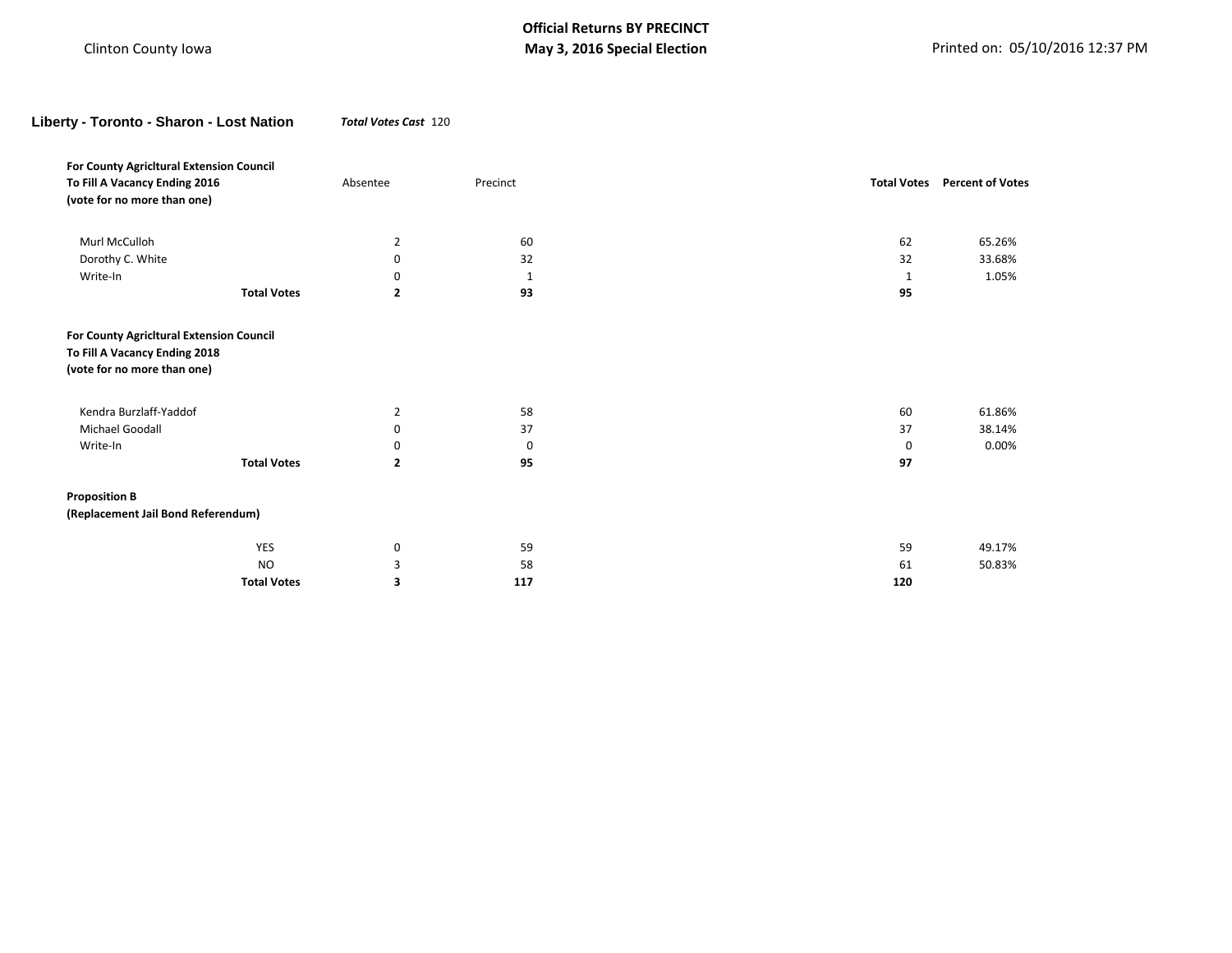Clinton County Iowa

**Official Returns BY PRECINCT**
**May 3, 2016 Special Election**

Printed on: 05/10/2016 12:37 PM

## Liberty - Toronto - Sharon - Lost Nation

***Total Votes Cast*** 120

**For County Agricltural Extension Council**
**To Fill A Vacancy Ending 2016**
**(vote for no more than one)**

| | Absentee | Precinct | Total Votes | Percent of Votes |
|---|---|---|---|---|
| Murl McCulloh | 2 | 60 | 62 | 65.26% |
| Dorothy C. White | 0 | 32 | 32 | 33.68% |
| Write-In | 0 | 1 | 1 | 1.05% |
| **Total Votes** | **2** | **93** | **95** | |

**For County Agricltural Extension Council**
**To Fill A Vacancy Ending 2018**
**(vote for no more than one)**

| | Absentee | Precinct | Total Votes | Percent of Votes |
|---|---|---|---|---|
| Kendra Burzlaff-Yaddof | 2 | 58 | 60 | 61.86% |
| Michael Goodall | 0 | 37 | 37 | 38.14% |
| Write-In | 0 | 0 | 0 | 0.00% |
| **Total Votes** | **2** | **95** | **97** | |

**Proposition B**
**(Replacement Jail Bond Referendum)**

| | Absentee | Precinct | Total Votes | Percent of Votes |
|---|---|---|---|---|
| YES | 0 | 59 | 59 | 49.17% |
| NO | 3 | 58 | 61 | 50.83% |
| **Total Votes** | **3** | **117** | **120** | |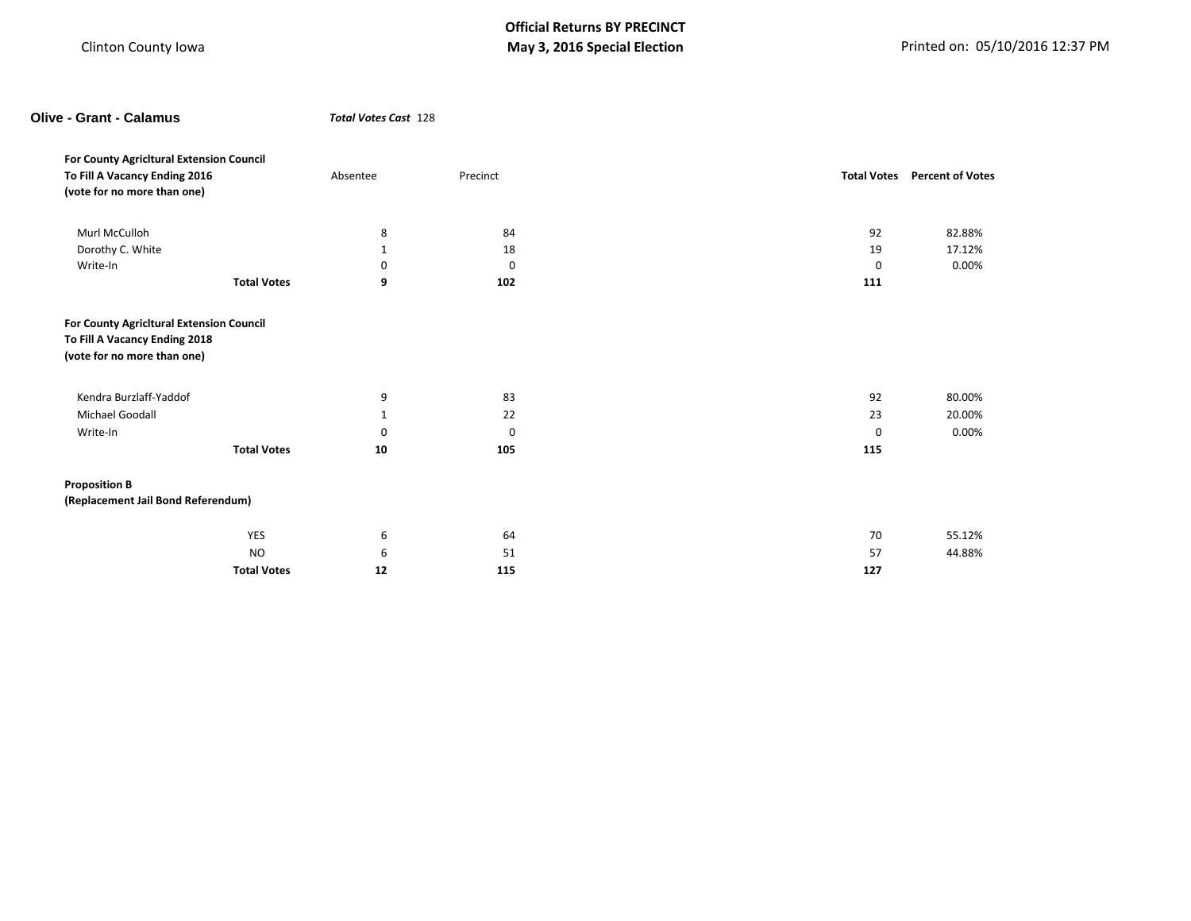Clinton County Iowa

**Official Returns BY PRECINCT**
**May 3, 2016 Special Election**

Printed on: 05/10/2016 12:37 PM

## Olive - Grant - Calamus

***Total Votes Cast*** 128

**For County Agricltural Extension Council**
**To Fill A Vacancy Ending 2016**
**(vote for no more than one)**

| | Absentee | Precinct | Total Votes | Percent of Votes |
|---|---|---|---|---|
| Murl McCulloh | 8 | 84 | 92 | 82.88% |
| Dorothy C. White | 1 | 18 | 19 | 17.12% |
| Write-In | 0 | 0 | 0 | 0.00% |
| **Total Votes** | **9** | **102** | **111** | |

**For County Agricltural Extension Council**
**To Fill A Vacancy Ending 2018**
**(vote for no more than one)**

| | Absentee | Precinct | Total Votes | Percent of Votes |
|---|---|---|---|---|
| Kendra Burzlaff-Yaddof | 9 | 83 | 92 | 80.00% |
| Michael Goodall | 1 | 22 | 23 | 20.00% |
| Write-In | 0 | 0 | 0 | 0.00% |
| **Total Votes** | **10** | **105** | **115** | |

**Proposition B**
**(Replacement Jail Bond Referendum)**

| | Absentee | Precinct | Total Votes | Percent of Votes |
|---|---|---|---|---|
| YES | 6 | 64 | 70 | 55.12% |
| NO | 6 | 51 | 57 | 44.88% |
| **Total Votes** | **12** | **115** | **127** | |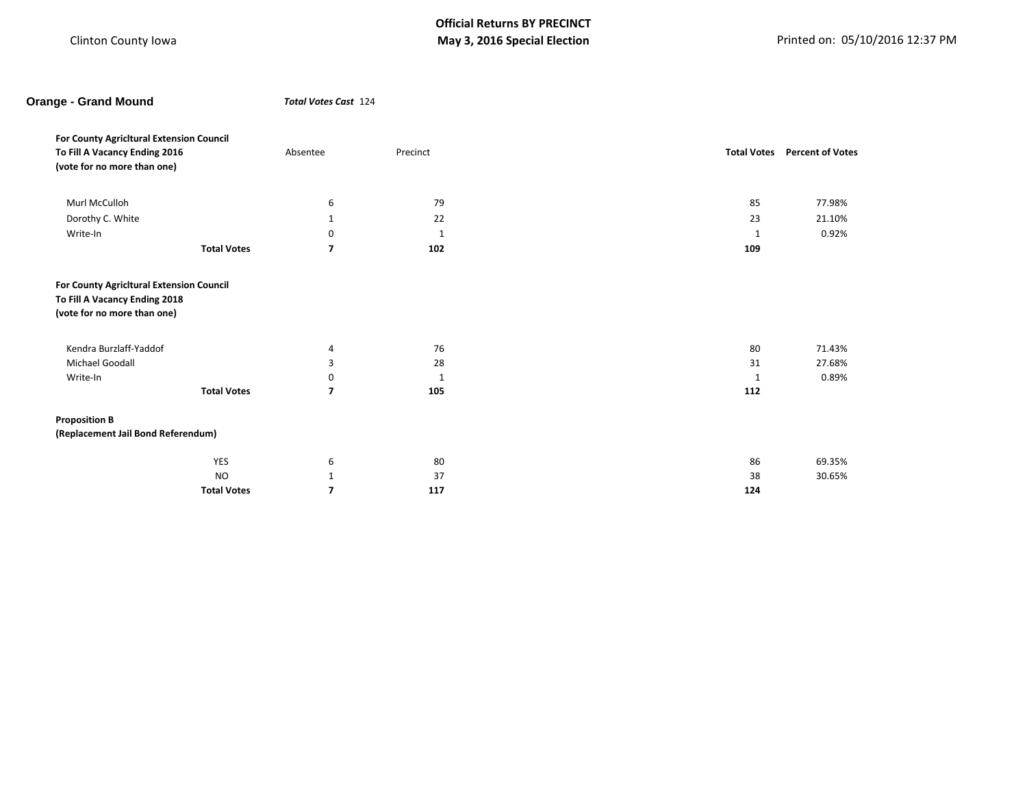Clinton County Iowa

**Official Returns BY PRECINCT**
**May 3, 2016 Special Election**

Printed on: 05/10/2016 12:37 PM

## Orange - Grand Mound

***Total Votes Cast*** 124

| For County Agricltural Extension Council To Fill A Vacancy Ending 2016 (vote for no more than one) | Absentee | Precinct | Total Votes | Percent of Votes |
|---|---|---|---|---|
| Murl McCulloh | 6 | 79 | 85 | 77.98% |
| Dorothy C. White | 1 | 22 | 23 | 21.10% |
| Write-In | 0 | 1 | 1 | 0.92% |
| **Total Votes** | **7** | **102** | **109** | |

| For County Agricltural Extension Council To Fill A Vacancy Ending 2018 (vote for no more than one) | Absentee | Precinct | Total Votes | Percent of Votes |
|---|---|---|---|---|
| Kendra Burzlaff-Yaddof | 4 | 76 | 80 | 71.43% |
| Michael Goodall | 3 | 28 | 31 | 27.68% |
| Write-In | 0 | 1 | 1 | 0.89% |
| **Total Votes** | **7** | **105** | **112** | |

| Proposition B (Replacement Jail Bond Referendum) | Absentee | Precinct | Total Votes | Percent of Votes |
|---|---|---|---|---|
| YES | 6 | 80 | 86 | 69.35% |
| NO | 1 | 37 | 38 | 30.65% |
| **Total Votes** | **7** | **117** | **124** | |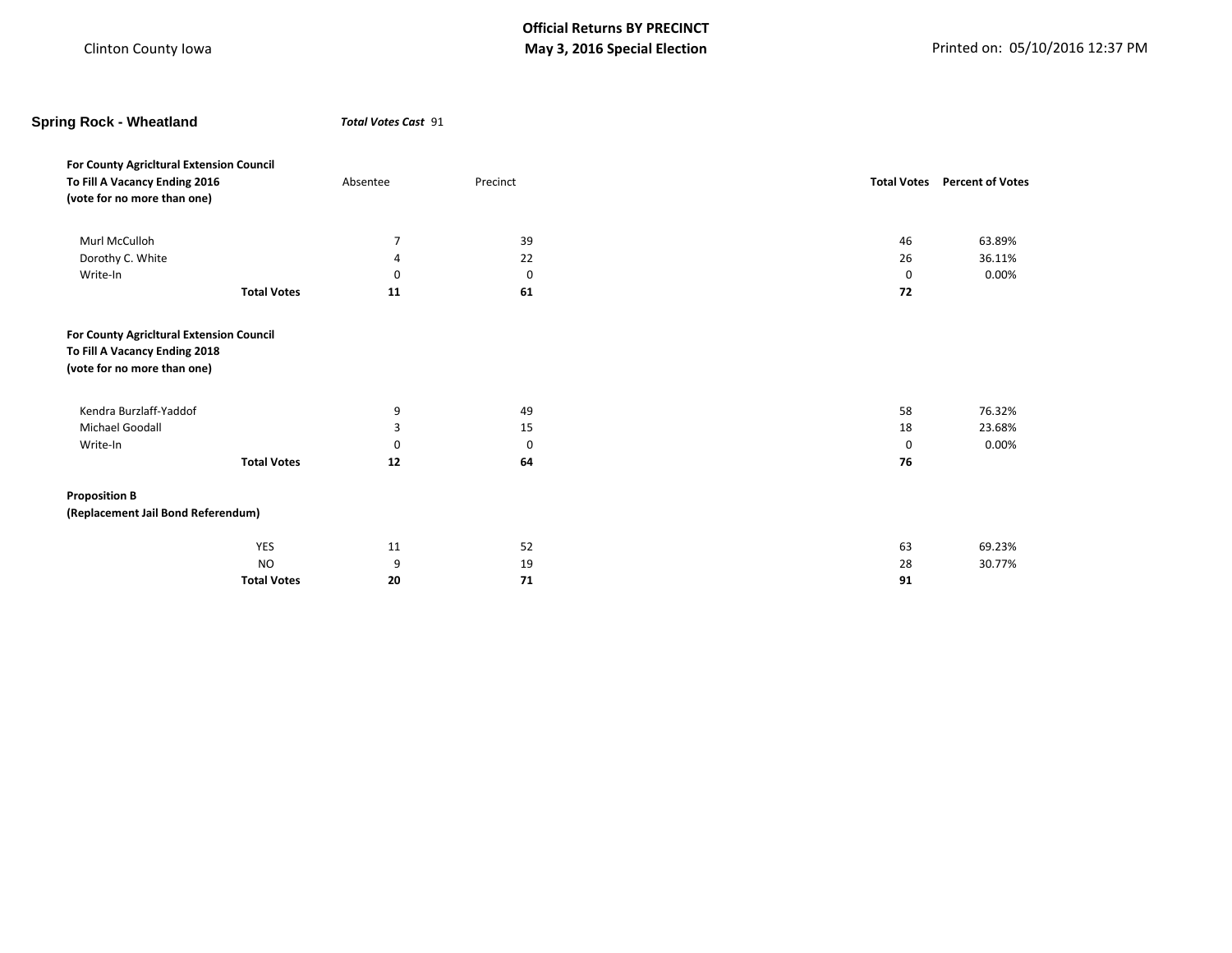Clinton County Iowa

**Official Returns BY PRECINCT**
**May 3, 2016 Special Election**

Printed on: 05/10/2016 12:37 PM

## Spring Rock - Wheatland

***Total Votes Cast*** 91

**For County Agricltural Extension Council**
**To Fill A Vacancy Ending 2016**
**(vote for no more than one)**

| | Absentee | Precinct | Total Votes | Percent of Votes |
|---|---|---|---|---|
| Murl McCulloh | 7 | 39 | 46 | 63.89% |
| Dorothy C. White | 4 | 22 | 26 | 36.11% |
| Write-In | 0 | 0 | 0 | 0.00% |
| **Total Votes** | **11** | **61** | **72** | |

**For County Agricltural Extension Council**
**To Fill A Vacancy Ending 2018**
**(vote for no more than one)**

| | Absentee | Precinct | Total Votes | Percent of Votes |
|---|---|---|---|---|
| Kendra Burzlaff-Yaddof | 9 | 49 | 58 | 76.32% |
| Michael Goodall | 3 | 15 | 18 | 23.68% |
| Write-In | 0 | 0 | 0 | 0.00% |
| **Total Votes** | **12** | **64** | **76** | |

**Proposition B**
**(Replacement Jail Bond Referendum)**

| | Absentee | Precinct | Total Votes | Percent of Votes |
|---|---|---|---|---|
| YES | 11 | 52 | 63 | 69.23% |
| NO | 9 | 19 | 28 | 30.77% |
| **Total Votes** | **20** | **71** | **91** | |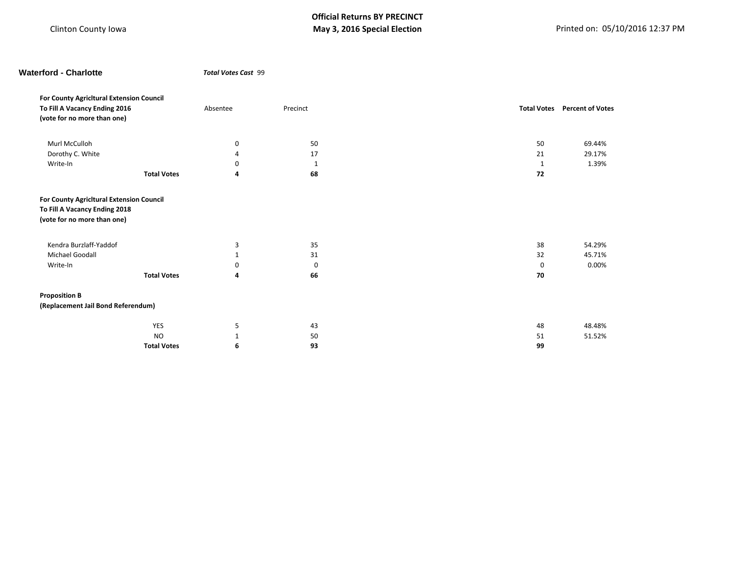Clinton County Iowa

**Official Returns BY PRECINCT**
**May 3, 2016 Special Election**

Printed on: 05/10/2016 12:37 PM

## Waterford - Charlotte

***Total Votes Cast*** 99

**For County Agricltural Extension Council To Fill A Vacancy Ending 2016 (vote for no more than one)**

| | Absentee | Precinct | Total Votes | Percent of Votes |
|---|---|---|---|---|
| Murl McCulloh | 0 | 50 | 50 | 69.44% |
| Dorothy C. White | 4 | 17 | 21 | 29.17% |
| Write-In | 0 | 1 | 1 | 1.39% |
| **Total Votes** | **4** | **68** | **72** | |

**For County Agricltural Extension Council To Fill A Vacancy Ending 2018 (vote for no more than one)**

| | Absentee | Precinct | Total Votes | Percent of Votes |
|---|---|---|---|---|
| Kendra Burzlaff-Yaddof | 3 | 35 | 38 | 54.29% |
| Michael Goodall | 1 | 31 | 32 | 45.71% |
| Write-In | 0 | 0 | 0 | 0.00% |
| **Total Votes** | **4** | **66** | **70** | |

**Proposition B (Replacement Jail Bond Referendum)**

| | Absentee | Precinct | Total Votes | Percent of Votes |
|---|---|---|---|---|
| YES | 5 | 43 | 48 | 48.48% |
| NO | 1 | 50 | 51 | 51.52% |
| **Total Votes** | **6** | **93** | **99** | |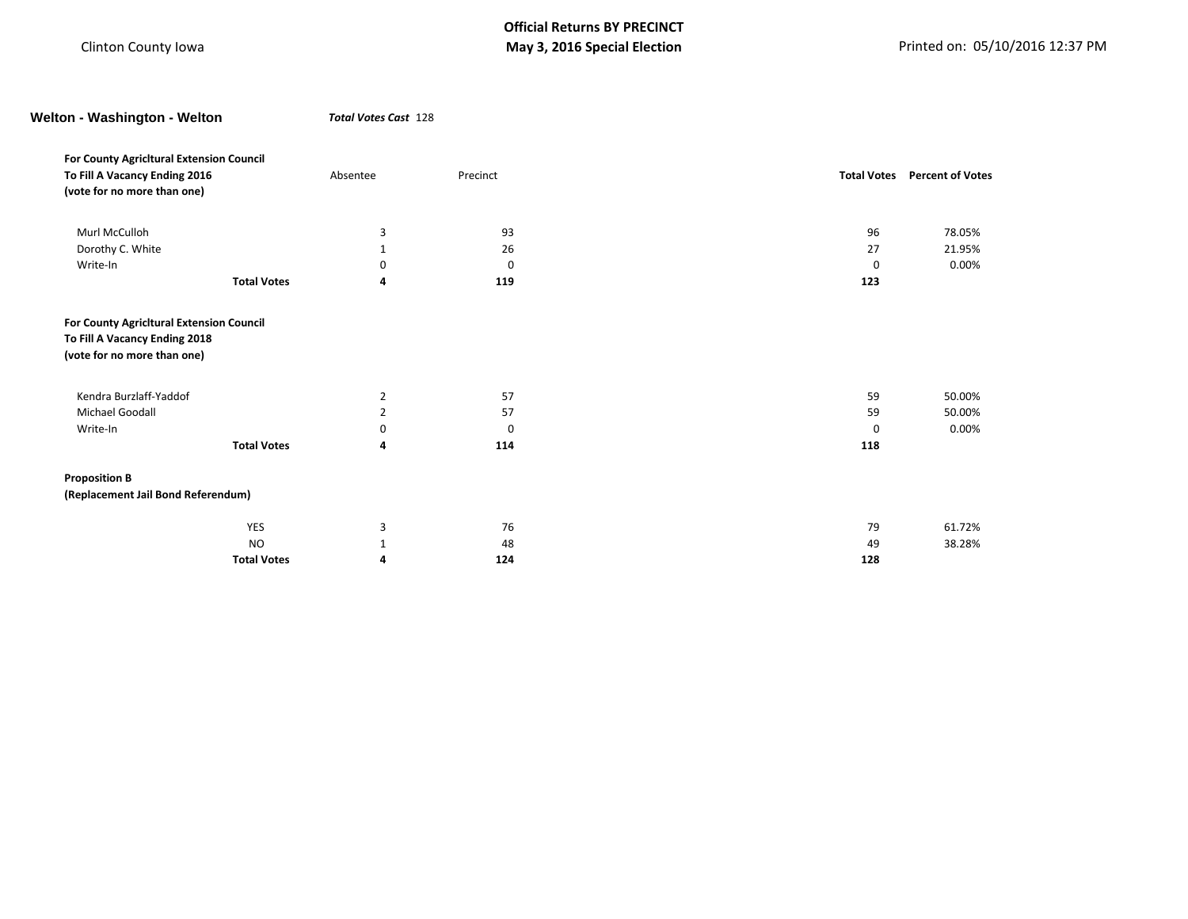## Welton - Washington - Welton

***Total Votes Cast*** 128

| **For County Agricltural Extension Council To Fill A Vacancy Ending 2016 (vote for no more than one)** | Absentee | Precinct | **Total Votes** | **Percent of Votes** |
|---|---|---|---|---|
| Murl McCulloh | 3 | 93 | 96 | 78.05% |
| Dorothy C. White | 1 | 26 | 27 | 21.95% |
| Write-In | 0 | 0 | 0 | 0.00% |
| **Total Votes** | **4** | **119** | **123** | |

| **For County Agricltural Extension Council To Fill A Vacancy Ending 2018 (vote for no more than one)** | Absentee | Precinct | Total Votes | Percent of Votes |
|---|---|---|---|---|
| Kendra Burzlaff-Yaddof | 2 | 57 | 59 | 50.00% |
| Michael Goodall | 2 | 57 | 59 | 50.00% |
| Write-In | 0 | 0 | 0 | 0.00% |
| **Total Votes** | **4** | **114** | **118** | |

| **Proposition B (Replacement Jail Bond Referendum)** | Absentee | Precinct | Total Votes | Percent of Votes |
|---|---|---|---|---|
| YES | 3 | 76 | 79 | 61.72% |
| NO | 1 | 48 | 49 | 38.28% |
| **Total Votes** | **4** | **124** | **128** | |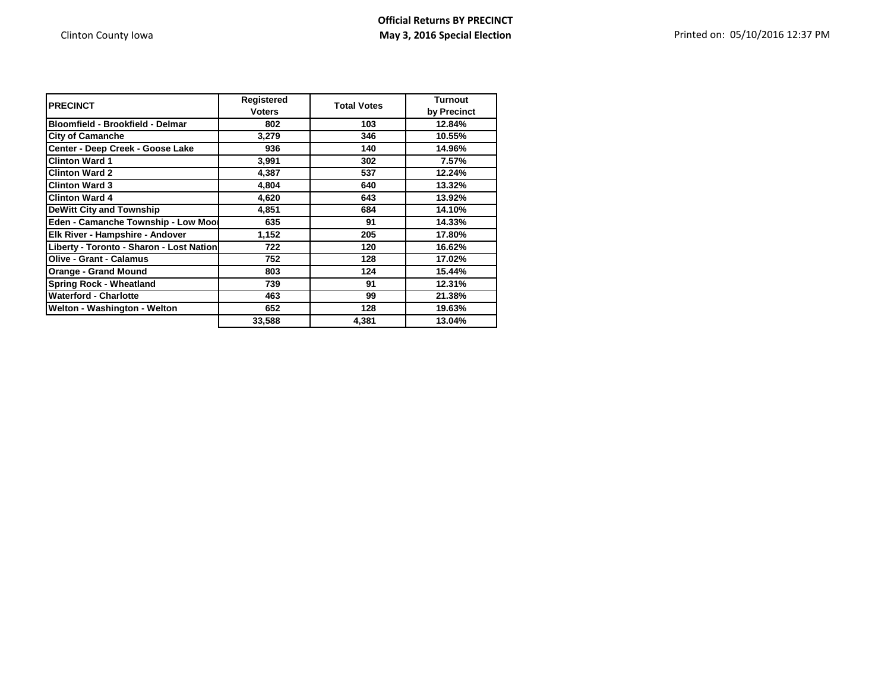Clinton County Iowa

**Official Returns BY PRECINCT**
**May 3, 2016 Special Election**

Printed on: 05/10/2016 12:37 PM

| PRECINCT | Registered Voters | Total Votes | Turnout by Precinct |
|---|---|---|---|
| Bloomfield - Brookfield - Delmar | 802 | 103 | 12.84% |
| City of Camanche | 3,279 | 346 | 10.55% |
| Center - Deep Creek - Goose Lake | 936 | 140 | 14.96% |
| Clinton Ward 1 | 3,991 | 302 | 7.57% |
| Clinton Ward 2 | 4,387 | 537 | 12.24% |
| Clinton Ward 3 | 4,804 | 640 | 13.32% |
| Clinton Ward 4 | 4,620 | 643 | 13.92% |
| DeWitt City and Township | 4,851 | 684 | 14.10% |
| Eden - Camanche Township - Low Moor | 635 | 91 | 14.33% |
| Elk River - Hampshire - Andover | 1,152 | 205 | 17.80% |
| Liberty - Toronto - Sharon - Lost Nation | 722 | 120 | 16.62% |
| Olive - Grant - Calamus | 752 | 128 | 17.02% |
| Orange - Grand Mound | 803 | 124 | 15.44% |
| Spring Rock - Wheatland | 739 | 91 | 12.31% |
| Waterford - Charlotte | 463 | 99 | 21.38% |
| Welton - Washington - Welton | 652 | 128 | 19.63% |
| | 33,588 | 4,381 | 13.04% |